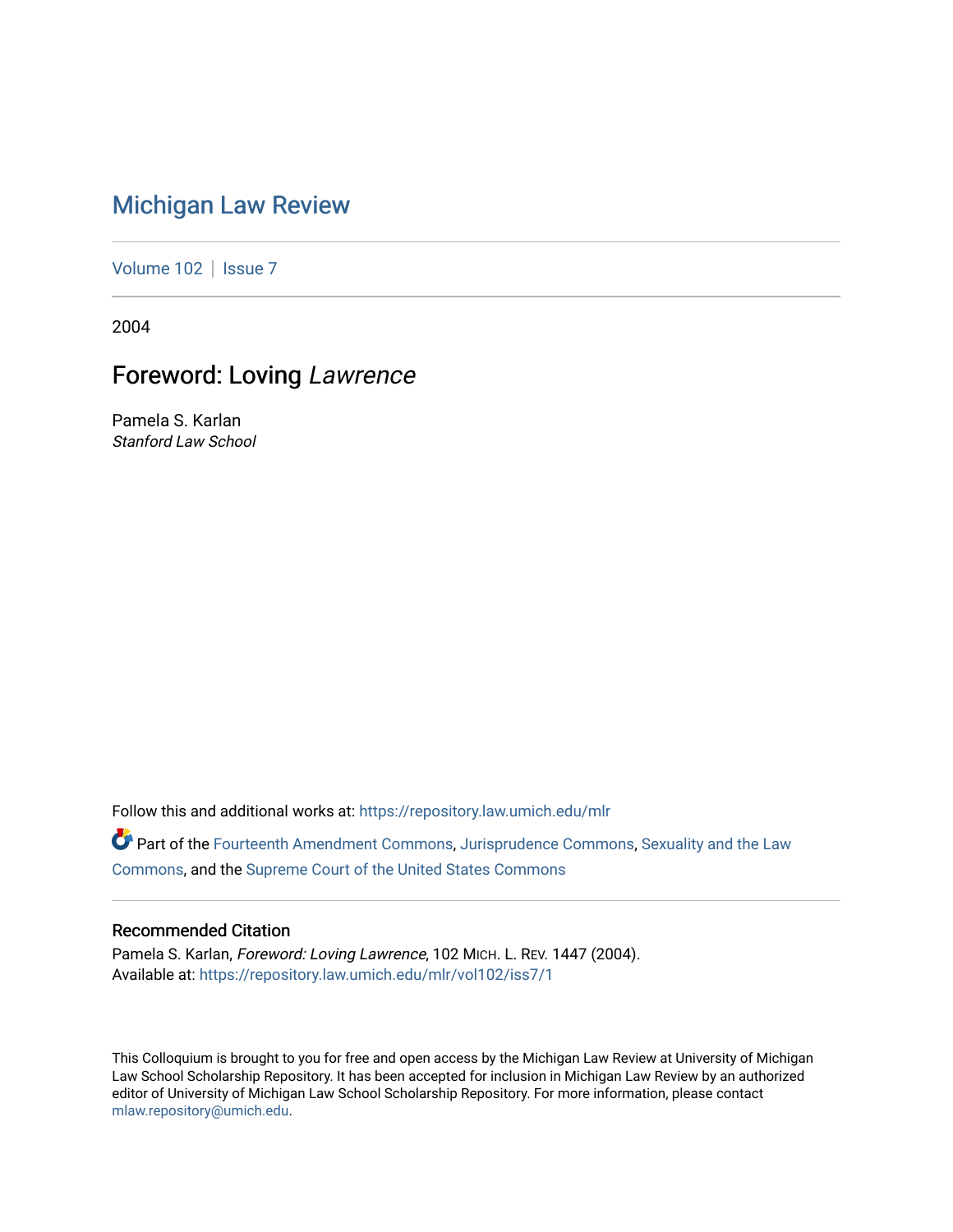# Michigan Law Review

Volume 102 | Issue 7

2004

## Foreword: Loving *Lawrence*

Pamela S. Karlan
*Stanford Law School*

Follow this and additional works at: https://repository.law.umich.edu/mlr

Part of the Fourteenth Amendment Commons, Jurisprudence Commons, Sexuality and the Law Commons, and the Supreme Court of the United States Commons

### Recommended Citation

Pamela S. Karlan, *Foreword: Loving Lawrence*, 102 MICH. L. REV. 1447 (2004).
Available at: https://repository.law.umich.edu/mlr/vol102/iss7/1

This Colloquium is brought to you for free and open access by the Michigan Law Review at University of Michigan Law School Scholarship Repository. It has been accepted for inclusion in Michigan Law Review by an authorized editor of University of Michigan Law School Scholarship Repository. For more information, please contact mlaw.repository@umich.edu.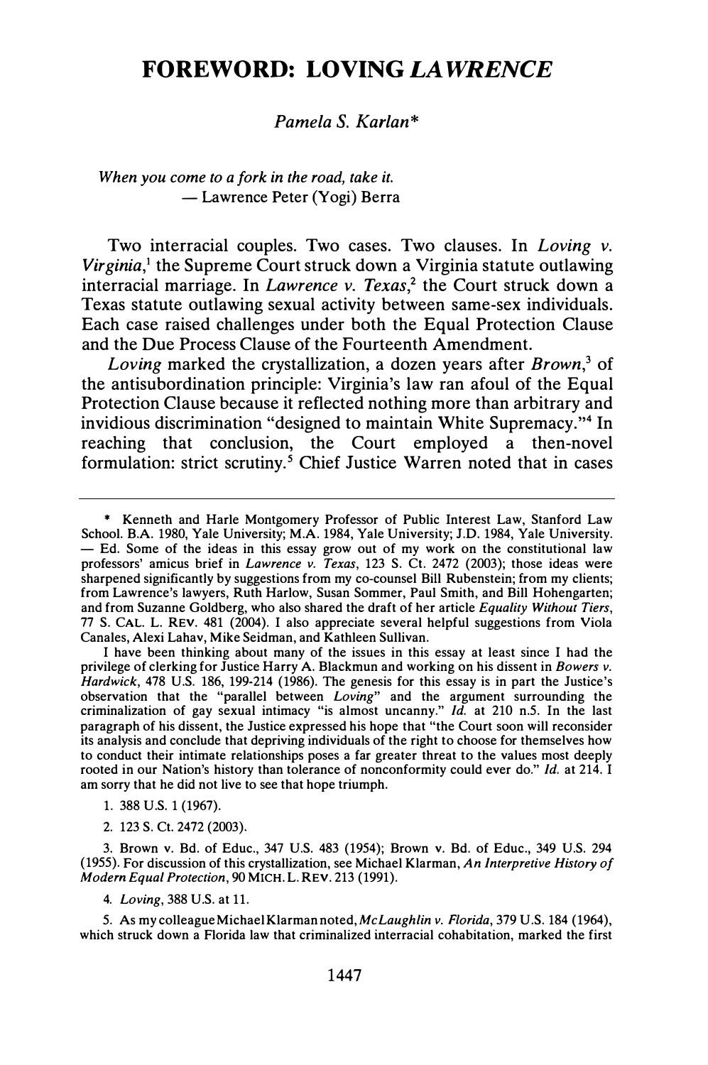# FOREWORD: LOVING *LAWRENCE*

*Pamela S. Karlan**

*When you come to a fork in the road, take it.*
— Lawrence Peter (Yogi) Berra

Two interracial couples. Two cases. Two clauses. In *Loving v. Virginia*,[1] the Supreme Court struck down a Virginia statute outlawing interracial marriage. In *Lawrence v. Texas*,[2] the Court struck down a Texas statute outlawing sexual activity between same-sex individuals. Each case raised challenges under both the Equal Protection Clause and the Due Process Clause of the Fourteenth Amendment.

*Loving* marked the crystallization, a dozen years after *Brown*,[3] of the antisubordination principle: Virginia's law ran afoul of the Equal Protection Clause because it reflected nothing more than arbitrary and invidious discrimination "designed to maintain White Supremacy."[4] In reaching that conclusion, the Court employed a then-novel formulation: strict scrutiny.[5] Chief Justice Warren noted that in cases

---

\* Kenneth and Harle Montgomery Professor of Public Interest Law, Stanford Law School. B.A. 1980, Yale University; M.A. 1984, Yale University; J.D. 1984, Yale University. — Ed. Some of the ideas in this essay grow out of my work on the constitutional law professors' amicus brief in *Lawrence v. Texas*, 123 S. Ct. 2472 (2003); those ideas were sharpened significantly by suggestions from my co-counsel Bill Rubenstein; from my clients; from Lawrence's lawyers, Ruth Harlow, Susan Sommer, Paul Smith, and Bill Hohengarten; and from Suzanne Goldberg, who also shared the draft of her article *Equality Without Tiers*, 77 S. CAL. L. REV. 481 (2004). I also appreciate several helpful suggestions from Viola Canales, Alexi Lahav, Mike Seidman, and Kathleen Sullivan.

I have been thinking about many of the issues in this essay at least since I had the privilege of clerking for Justice Harry A. Blackmun and working on his dissent in *Bowers v. Hardwick*, 478 U.S. 186, 199-214 (1986). The genesis for this essay is in part the Justice's observation that the "parallel between *Loving*" and the argument surrounding the criminalization of gay sexual intimacy "is almost uncanny." *Id.* at 210 n.5. In the last paragraph of his dissent, the Justice expressed his hope that "the Court soon will reconsider its analysis and conclude that depriving individuals of the right to choose for themselves how to conduct their intimate relationships poses a far greater threat to the values most deeply rooted in our Nation's history than tolerance of nonconformity could ever do." *Id.* at 214. I am sorry that he did not live to see that hope triumph.

1. 388 U.S. 1 (1967).

2. 123 S. Ct. 2472 (2003).

3. Brown v. Bd. of Educ., 347 U.S. 483 (1954); Brown v. Bd. of Educ., 349 U.S. 294 (1955). For discussion of this crystallization, see Michael Klarman, *An Interpretive History of Modern Equal Protection*, 90 MICH. L. REV. 213 (1991).

4. *Loving*, 388 U.S. at 11.

5. As my colleague Michael Klarman noted, *McLaughlin v. Florida*, 379 U.S. 184 (1964), which struck down a Florida law that criminalized interracial cohabitation, marked the first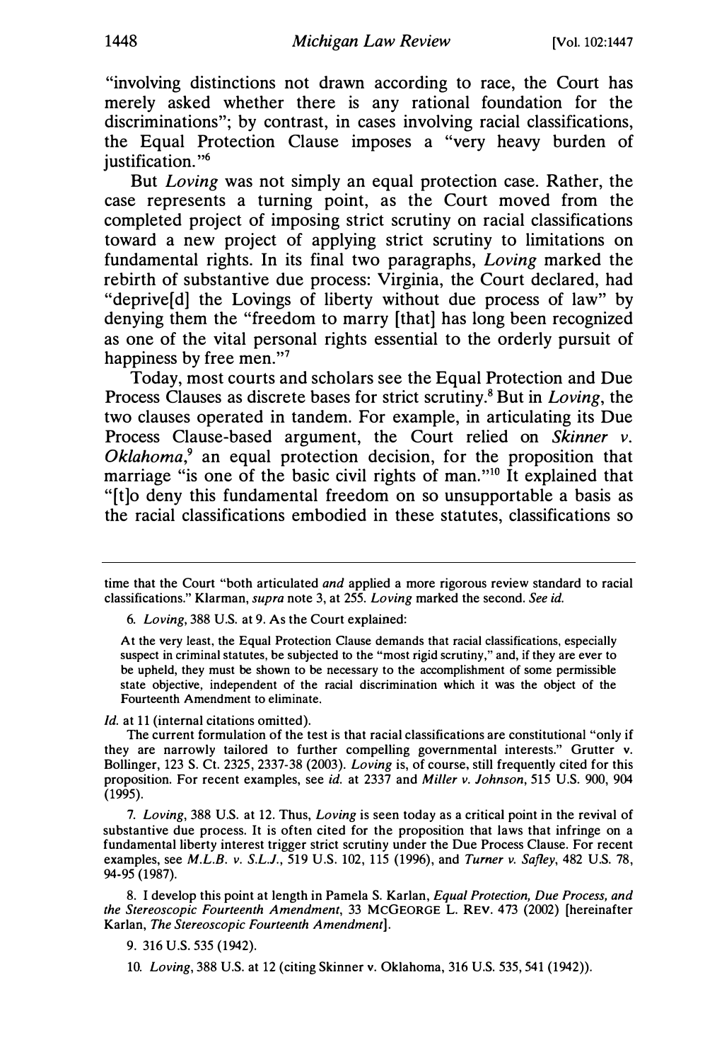"involving distinctions not drawn according to race, the Court has merely asked whether there is any rational foundation for the discriminations"; by contrast, in cases involving racial classifications, the Equal Protection Clause imposes a "very heavy burden of justification."[6]

But *Loving* was not simply an equal protection case. Rather, the case represents a turning point, as the Court moved from the completed project of imposing strict scrutiny on racial classifications toward a new project of applying strict scrutiny to limitations on fundamental rights. In its final two paragraphs, *Loving* marked the rebirth of substantive due process: Virginia, the Court declared, had "deprive[d] the Lovings of liberty without due process of law" by denying them the "freedom to marry [that] has long been recognized as one of the vital personal rights essential to the orderly pursuit of happiness by free men."[7]

Today, most courts and scholars see the Equal Protection and Due Process Clauses as discrete bases for strict scrutiny.[8] But in *Loving*, the two clauses operated in tandem. For example, in articulating its Due Process Clause-based argument, the Court relied on *Skinner v. Oklahoma*,[9] an equal protection decision, for the proposition that marriage "is one of the basic civil rights of man."[10] It explained that "[t]o deny this fundamental freedom on so unsupportable a basis as the racial classifications embodied in these statutes, classifications so

---

time that the Court "both articulated *and* applied a more rigorous review standard to racial classifications." Klarman, *supra* note 3, at 255. *Loving* marked the second. *See id.*

6. *Loving*, 388 U.S. at 9. As the Court explained:

> At the very least, the Equal Protection Clause demands that racial classifications, especially suspect in criminal statutes, be subjected to the "most rigid scrutiny," and, if they are ever to be upheld, they must be shown to be necessary to the accomplishment of some permissible state objective, independent of the racial discrimination which it was the object of the Fourteenth Amendment to eliminate.

*Id.* at 11 (internal citations omitted).

The current formulation of the test is that racial classifications are constitutional "only if they are narrowly tailored to further compelling governmental interests." Grutter v. Bollinger, 123 S. Ct. 2325, 2337-38 (2003). *Loving* is, of course, still frequently cited for this proposition. For recent examples, see *id.* at 2337 and *Miller v. Johnson*, 515 U.S. 900, 904 (1995).

7. *Loving*, 388 U.S. at 12. Thus, *Loving* is seen today as a critical point in the revival of substantive due process. It is often cited for the proposition that laws that infringe on a fundamental liberty interest trigger strict scrutiny under the Due Process Clause. For recent examples, see *M.L.B. v. S.L.J.*, 519 U.S. 102, 115 (1996), and *Turner v. Safley*, 482 U.S. 78, 94-95 (1987).

8. I develop this point at length in Pamela S. Karlan, *Equal Protection, Due Process, and the Stereoscopic Fourteenth Amendment*, 33 MCGEORGE L. REV. 473 (2002) [hereinafter Karlan, *The Stereoscopic Fourteenth Amendment*].

9. 316 U.S. 535 (1942).

10. *Loving*, 388 U.S. at 12 (citing Skinner v. Oklahoma, 316 U.S. 535, 541 (1942)).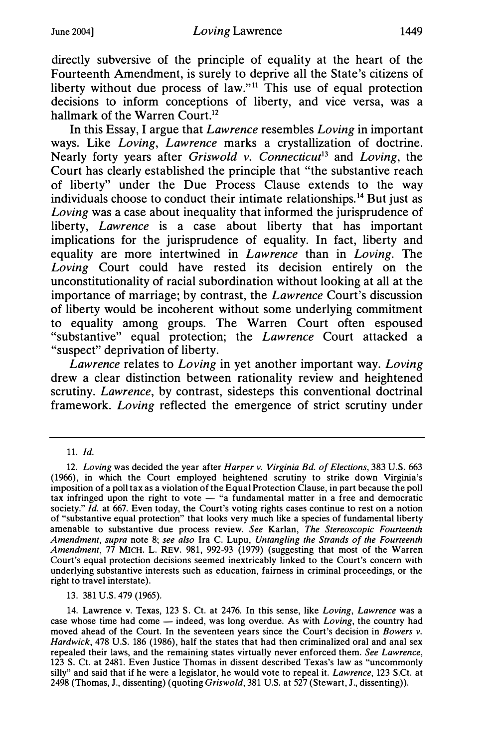directly subversive of the principle of equality at the heart of the Fourteenth Amendment, is surely to deprive all the State's citizens of liberty without due process of law."[11] This use of equal protection decisions to inform conceptions of liberty, and vice versa, was a hallmark of the Warren Court.[12]

In this Essay, I argue that *Lawrence* resembles *Loving* in important ways. Like *Loving*, *Lawrence* marks a crystallization of doctrine. Nearly forty years after *Griswold v. Connecticut*[13] and *Loving*, the Court has clearly established the principle that "the substantive reach of liberty" under the Due Process Clause extends to the way individuals choose to conduct their intimate relationships.[14] But just as *Loving* was a case about inequality that informed the jurisprudence of liberty, *Lawrence* is a case about liberty that has important implications for the jurisprudence of equality. In fact, liberty and equality are more intertwined in *Lawrence* than in *Loving*. The *Loving* Court could have rested its decision entirely on the unconstitutionality of racial subordination without looking at all at the importance of marriage; by contrast, the *Lawrence* Court's discussion of liberty would be incoherent without some underlying commitment to equality among groups. The Warren Court often espoused "substantive" equal protection; the *Lawrence* Court attacked a "suspect" deprivation of liberty.

*Lawrence* relates to *Loving* in yet another important way. *Loving* drew a clear distinction between rationality review and heightened scrutiny. *Lawrence*, by contrast, sidesteps this conventional doctrinal framework. *Loving* reflected the emergence of strict scrutiny under

---

11. *Id.*

12. *Loving* was decided the year after *Harper v. Virginia Bd. of Elections*, 383 U.S. 663 (1966), in which the Court employed heightened scrutiny to strike down Virginia's imposition of a poll tax as a violation of the Equal Protection Clause, in part because the poll tax infringed upon the right to vote — "a fundamental matter in a free and democratic society." *Id.* at 667. Even today, the Court's voting rights cases continue to rest on a notion of "substantive equal protection" that looks very much like a species of fundamental liberty amenable to substantive due process review. *See* Karlan, *The Stereoscopic Fourteenth Amendment*, *supra* note 8; *see also* Ira C. Lupu, *Untangling the Strands of the Fourteenth Amendment*, 77 MICH. L. REV. 981, 992-93 (1979) (suggesting that most of the Warren Court's equal protection decisions seemed inextricably linked to the Court's concern with underlying substantive interests such as education, fairness in criminal proceedings, or the right to travel interstate).

13. 381 U.S. 479 (1965).

14. Lawrence v. Texas, 123 S. Ct. at 2476. In this sense, like *Loving*, *Lawrence* was a case whose time had come — indeed, was long overdue. As with *Loving*, the country had moved ahead of the Court. In the seventeen years since the Court's decision in *Bowers v. Hardwick*, 478 U.S. 186 (1986), half the states that had then criminalized oral and anal sex repealed their laws, and the remaining states virtually never enforced them. *See Lawrence*, 123 S. Ct. at 2481. Even Justice Thomas in dissent described Texas's law as "uncommonly silly" and said that if he were a legislator, he would vote to repeal it. *Lawrence*, 123 S.Ct. at 2498 (Thomas, J., dissenting) (quoting *Griswold*, 381 U.S. at 527 (Stewart, J., dissenting)).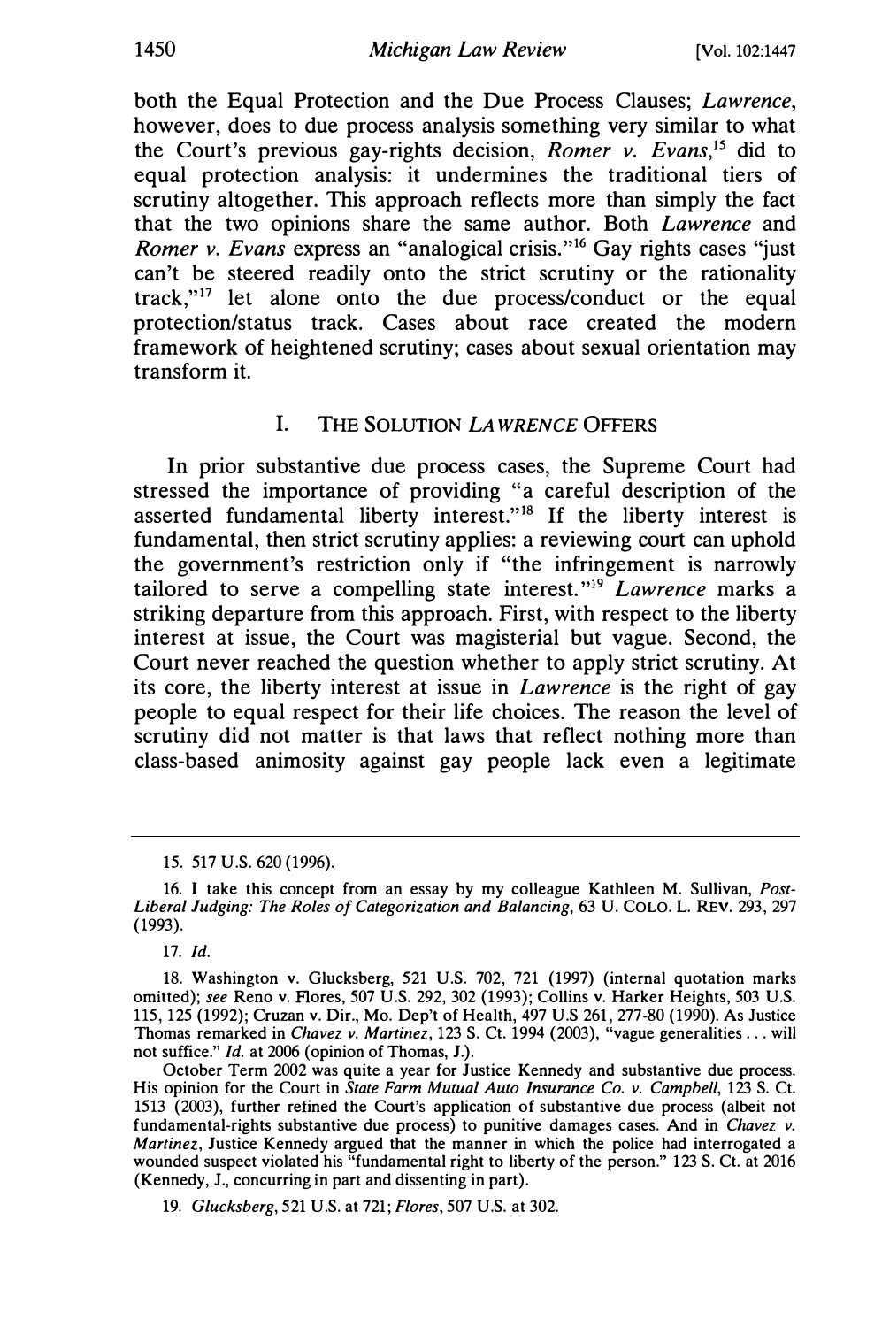both the Equal Protection and the Due Process Clauses; *Lawrence*, however, does to due process analysis something very similar to what the Court's previous gay-rights decision, *Romer v. Evans*,[15] did to equal protection analysis: it undermines the traditional tiers of scrutiny altogether. This approach reflects more than simply the fact that the two opinions share the same author. Both *Lawrence* and *Romer v. Evans* express an "analogical crisis."[16] Gay rights cases "just can't be steered readily onto the strict scrutiny or the rationality track,"[17] let alone onto the due process/conduct or the equal protection/status track. Cases about race created the modern framework of heightened scrutiny; cases about sexual orientation may transform it.

## I. THE SOLUTION *LAWRENCE* OFFERS

In prior substantive due process cases, the Supreme Court had stressed the importance of providing "a careful description of the asserted fundamental liberty interest."[18] If the liberty interest is fundamental, then strict scrutiny applies: a reviewing court can uphold the government's restriction only if "the infringement is narrowly tailored to serve a compelling state interest."[19] *Lawrence* marks a striking departure from this approach. First, with respect to the liberty interest at issue, the Court was magisterial but vague. Second, the Court never reached the question whether to apply strict scrutiny. At its core, the liberty interest at issue in *Lawrence* is the right of gay people to equal respect for their life choices. The reason the level of scrutiny did not matter is that laws that reflect nothing more than class-based animosity against gay people lack even a legitimate

---

15. 517 U.S. 620 (1996).

16. I take this concept from an essay by my colleague Kathleen M. Sullivan, *Post-Liberal Judging: The Roles of Categorization and Balancing*, 63 U. COLO. L. REV. 293, 297 (1993).

17. *Id.*

18. Washington v. Glucksberg, 521 U.S. 702, 721 (1997) (internal quotation marks omitted); *see* Reno v. Flores, 507 U.S. 292, 302 (1993); Collins v. Harker Heights, 503 U.S. 115, 125 (1992); Cruzan v. Dir., Mo. Dep't of Health, 497 U.S 261, 277-80 (1990). As Justice Thomas remarked in *Chavez v. Martinez*, 123 S. Ct. 1994 (2003), "vague generalities . . . will not suffice." *Id.* at 2006 (opinion of Thomas, J.).

October Term 2002 was quite a year for Justice Kennedy and substantive due process. His opinion for the Court in *State Farm Mutual Auto Insurance Co. v. Campbell*, 123 S. Ct. 1513 (2003), further refined the Court's application of substantive due process (albeit not fundamental-rights substantive due process) to punitive damages cases. And in *Chavez v. Martinez*, Justice Kennedy argued that the manner in which the police had interrogated a wounded suspect violated his "fundamental right to liberty of the person." 123 S. Ct. at 2016 (Kennedy, J., concurring in part and dissenting in part).

19. *Glucksberg*, 521 U.S. at 721; *Flores*, 507 U.S. at 302.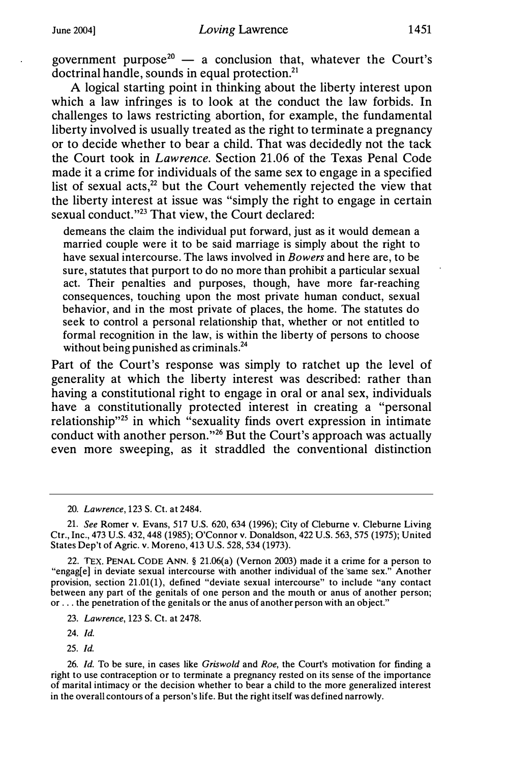government purpose[20] — a conclusion that, whatever the Court's doctrinal handle, sounds in equal protection.[21]

A logical starting point in thinking about the liberty interest upon which a law infringes is to look at the conduct the law forbids. In challenges to laws restricting abortion, for example, the fundamental liberty involved is usually treated as the right to terminate a pregnancy or to decide whether to bear a child. That was decidedly not the tack the Court took in *Lawrence*. Section 21.06 of the Texas Penal Code made it a crime for individuals of the same sex to engage in a specified list of sexual acts,[22] but the Court vehemently rejected the view that the liberty interest at issue was "simply the right to engage in certain sexual conduct."[23] That view, the Court declared:

> demeans the claim the individual put forward, just as it would demean a married couple were it to be said marriage is simply about the right to have sexual intercourse. The laws involved in *Bowers* and here are, to be sure, statutes that purport to do no more than prohibit a particular sexual act. Their penalties and purposes, though, have more far-reaching consequences, touching upon the most private human conduct, sexual behavior, and in the most private of places, the home. The statutes do seek to control a personal relationship that, whether or not entitled to formal recognition in the law, is within the liberty of persons to choose without being punished as criminals.[24]

Part of the Court's response was simply to ratchet up the level of generality at which the liberty interest was described: rather than having a constitutional right to engage in oral or anal sex, individuals have a constitutionally protected interest in creating a "personal relationship"[25] in which "sexuality finds overt expression in intimate conduct with another person."[26] But the Court's approach was actually even more sweeping, as it straddled the conventional distinction

---

20. *Lawrence*, 123 S. Ct. at 2484.

21. *See* Romer v. Evans, 517 U.S. 620, 634 (1996); City of Cleburne v. Cleburne Living Ctr., Inc., 473 U.S. 432, 448 (1985); O'Connor v. Donaldson, 422 U.S. 563, 575 (1975); United States Dep't of Agric. v. Moreno, 413 U.S. 528, 534 (1973).

22. TEX. PENAL CODE ANN. § 21.06(a) (Vernon 2003) made it a crime for a person to "engag[e] in deviate sexual intercourse with another individual of the same sex." Another provision, section 21.01(1), defined "deviate sexual intercourse" to include "any contact between any part of the genitals of one person and the mouth or anus of another person; or . . . the penetration of the genitals or the anus of another person with an object."

23. *Lawrence*, 123 S. Ct. at 2478.

24. *Id.*

25. *Id.*

26. *Id.* To be sure, in cases like *Griswold* and *Roe*, the Court's motivation for finding a right to use contraception or to terminate a pregnancy rested on its sense of the importance of marital intimacy or the decision whether to bear a child to the more generalized interest in the overall contours of a person's life. But the right itself was defined narrowly.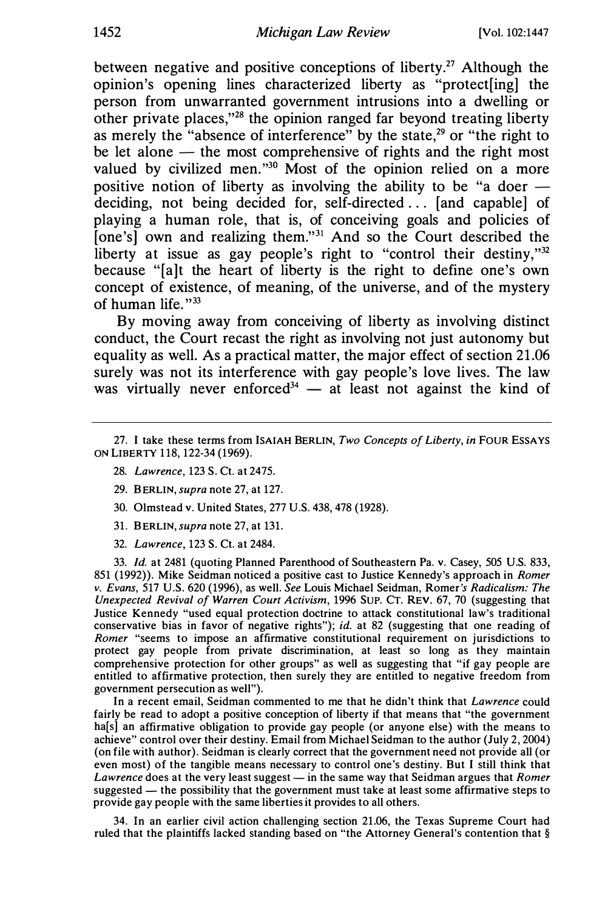between negative and positive conceptions of liberty.[27] Although the opinion's opening lines characterized liberty as "protect[ing] the person from unwarranted government intrusions into a dwelling or other private places,"[28] the opinion ranged far beyond treating liberty as merely the "absence of interference" by the state,[29] or "the right to be let alone — the most comprehensive of rights and the right most valued by civilized men."[30] Most of the opinion relied on a more positive notion of liberty as involving the ability to be "a doer — deciding, not being decided for, self-directed . . . [and capable] of playing a human role, that is, of conceiving goals and policies of [one's] own and realizing them."[31] And so the Court described the liberty at issue as gay people's right to "control their destiny,"[32] because "[a]t the heart of liberty is the right to define one's own concept of existence, of meaning, of the universe, and of the mystery of human life."[33]

By moving away from conceiving of liberty as involving distinct conduct, the Court recast the right as involving not just autonomy but equality as well. As a practical matter, the major effect of section 21.06 surely was not its interference with gay people's love lives. The law was virtually never enforced[34] — at least not against the kind of

---

27. I take these terms from ISAIAH BERLIN, *Two Concepts of Liberty*, *in* FOUR ESSAYS ON LIBERTY 118, 122-34 (1969).

28. *Lawrence*, 123 S. Ct. at 2475.

29. BERLIN, *supra* note 27, at 127.

30. Olmstead v. United States, 277 U.S. 438, 478 (1928).

31. BERLIN, *supra* note 27, at 131.

32. *Lawrence*, 123 S. Ct. at 2484.

33. *Id.* at 2481 (quoting Planned Parenthood of Southeastern Pa. v. Casey, 505 U.S. 833, 851 (1992)). Mike Seidman noticed a positive cast to Justice Kennedy's approach in *Romer v. Evans*, 517 U.S. 620 (1996), as well. *See* Louis Michael Seidman, Romer*'s Radicalism: The Unexpected Revival of Warren Court Activism*, 1996 SUP. CT. REV. 67, 70 (suggesting that Justice Kennedy "used equal protection doctrine to attack constitutional law's traditional conservative bias in favor of negative rights"); *id.* at 82 (suggesting that one reading of *Romer* "seems to impose an affirmative constitutional requirement on jurisdictions to protect gay people from private discrimination, at least so long as they maintain comprehensive protection for other groups" as well as suggesting that "if gay people are entitled to affirmative protection, then surely they are entitled to negative freedom from government persecution as well").

In a recent email, Seidman commented to me that he didn't think that *Lawrence* could fairly be read to adopt a positive conception of liberty if that means that "the government ha[s] an affirmative obligation to provide gay people (or anyone else) with the means to achieve" control over their destiny. Email from Michael Seidman to the author (July 2, 2004) (on file with author). Seidman is clearly correct that the government need not provide all (or even most) of the tangible means necessary to control one's destiny. But I still think that *Lawrence* does at the very least suggest — in the same way that Seidman argues that *Romer* suggested — the possibility that the government must take at least some affirmative steps to provide gay people with the same liberties it provides to all others.

34. In an earlier civil action challenging section 21.06, the Texas Supreme Court had ruled that the plaintiffs lacked standing based on "the Attorney General's contention that §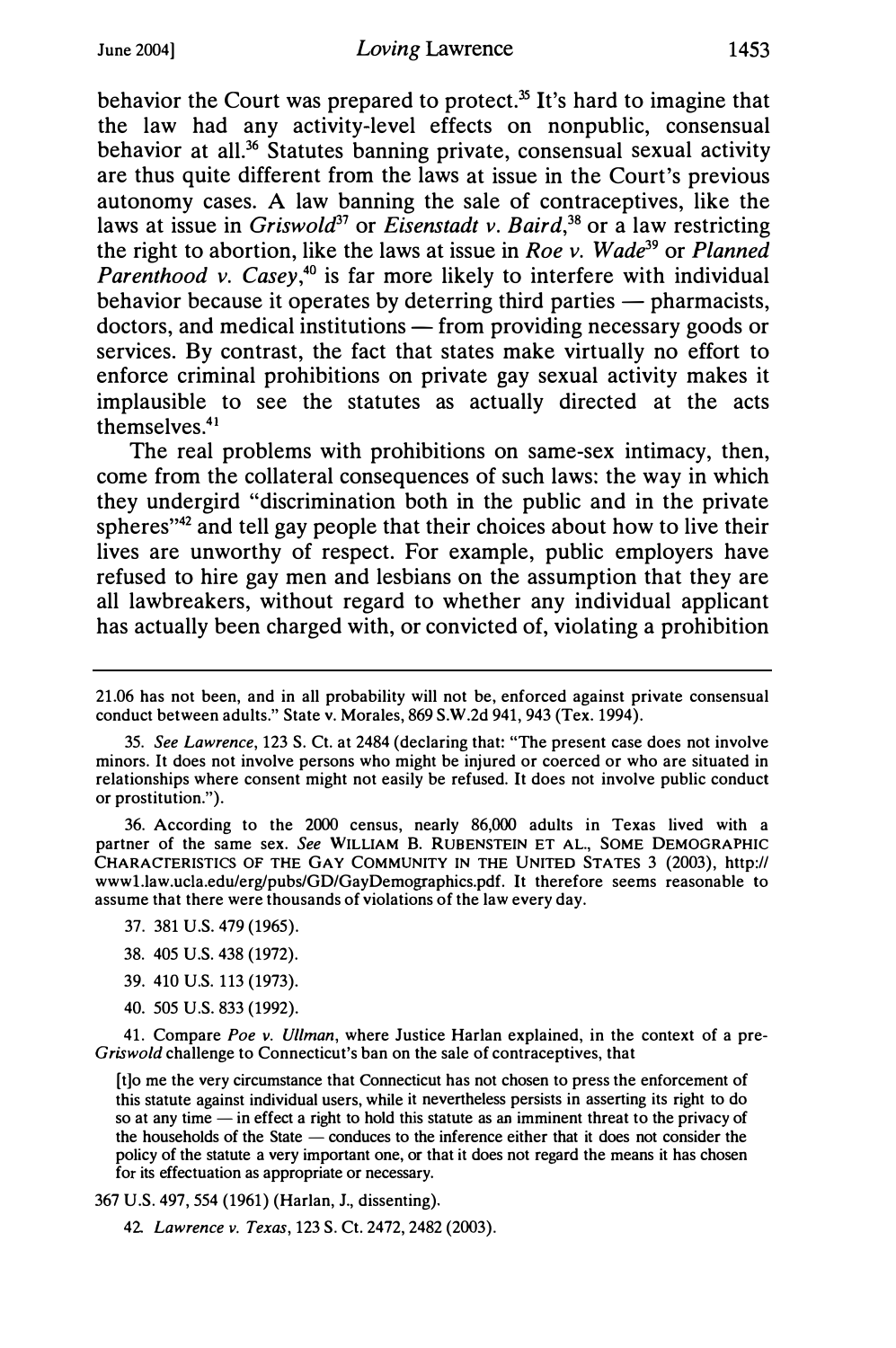behavior the Court was prepared to protect.[35] It's hard to imagine that the law had any activity-level effects on nonpublic, consensual behavior at all.[36] Statutes banning private, consensual sexual activity are thus quite different from the laws at issue in the Court's previous autonomy cases. A law banning the sale of contraceptives, like the laws at issue in *Griswold*[37] or *Eisenstadt v. Baird*,[38] or a law restricting the right to abortion, like the laws at issue in *Roe v. Wade*[39] or *Planned Parenthood v. Casey*,[40] is far more likely to interfere with individual behavior because it operates by deterring third parties — pharmacists, doctors, and medical institutions — from providing necessary goods or services. By contrast, the fact that states make virtually no effort to enforce criminal prohibitions on private gay sexual activity makes it implausible to see the statutes as actually directed at the acts themselves.[41]

The real problems with prohibitions on same-sex intimacy, then, come from the collateral consequences of such laws: the way in which they undergird "discrimination both in the public and in the private spheres"[42] and tell gay people that their choices about how to live their lives are unworthy of respect. For example, public employers have refused to hire gay men and lesbians on the assumption that they are all lawbreakers, without regard to whether any individual applicant has actually been charged with, or convicted of, violating a prohibition

---

21.06 has not been, and in all probability will not be, enforced against private consensual conduct between adults." State v. Morales, 869 S.W.2d 941, 943 (Tex. 1994).

35. *See Lawrence*, 123 S. Ct. at 2484 (declaring that: "The present case does not involve minors. It does not involve persons who might be injured or coerced or who are situated in relationships where consent might not easily be refused. It does not involve public conduct or prostitution.").

36. According to the 2000 census, nearly 86,000 adults in Texas lived with a partner of the same sex. *See* WILLIAM B. RUBENSTEIN ET AL., SOME DEMOGRAPHIC CHARACTERISTICS OF THE GAY COMMUNITY IN THE UNITED STATES 3 (2003), http://www1.law.ucla.edu/erg/pubs/GD/GayDemographics.pdf. It therefore seems reasonable to assume that there were thousands of violations of the law every day.

37. 381 U.S. 479 (1965).

38. 405 U.S. 438 (1972).

39. 410 U.S. 113 (1973).

40. 505 U.S. 833 (1992).

41. Compare *Poe v. Ullman*, where Justice Harlan explained, in the context of a pre-*Griswold* challenge to Connecticut's ban on the sale of contraceptives, that

> [t]o me the very circumstance that Connecticut has not chosen to press the enforcement of this statute against individual users, while it nevertheless persists in asserting its right to do so at any time — in effect a right to hold this statute as an imminent threat to the privacy of the households of the State — conduces to the inference either that it does not consider the policy of the statute a very important one, or that it does not regard the means it has chosen for its effectuation as appropriate or necessary.

367 U.S. 497, 554 (1961) (Harlan, J., dissenting).

42. *Lawrence v. Texas*, 123 S. Ct. 2472, 2482 (2003).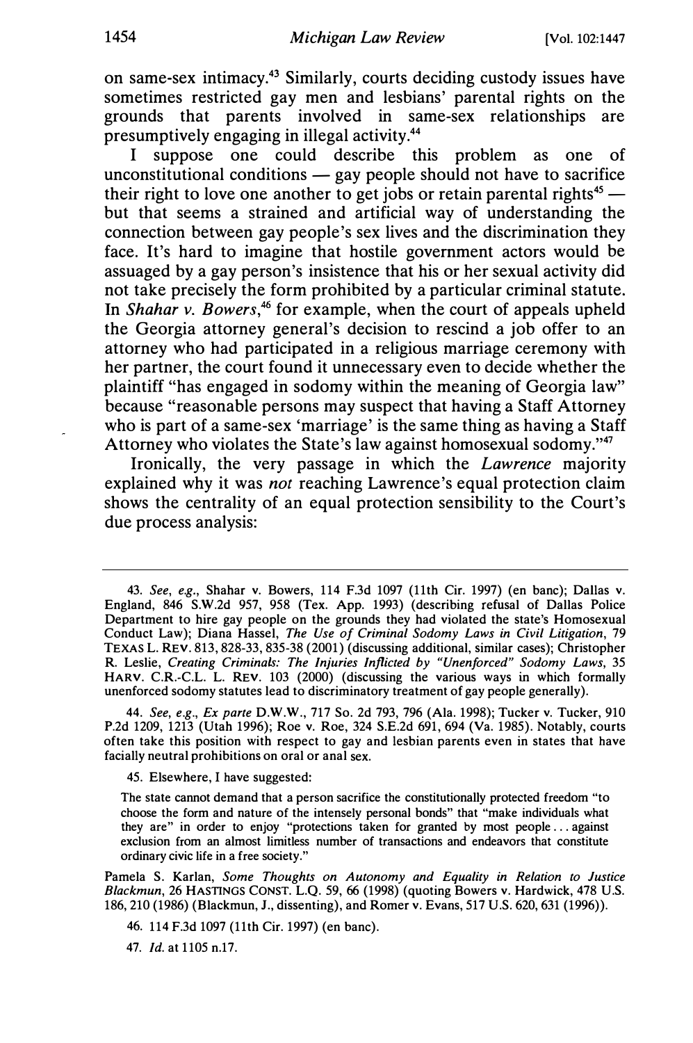on same-sex intimacy.[43] Similarly, courts deciding custody issues have sometimes restricted gay men and lesbians' parental rights on the grounds that parents involved in same-sex relationships are presumptively engaging in illegal activity.[44]

I suppose one could describe this problem as one of unconstitutional conditions — gay people should not have to sacrifice their right to love one another to get jobs or retain parental rights[45] — but that seems a strained and artificial way of understanding the connection between gay people's sex lives and the discrimination they face. It's hard to imagine that hostile government actors would be assuaged by a gay person's insistence that his or her sexual activity did not take precisely the form prohibited by a particular criminal statute. In *Shahar v. Bowers*,[46] for example, when the court of appeals upheld the Georgia attorney general's decision to rescind a job offer to an attorney who had participated in a religious marriage ceremony with her partner, the court found it unnecessary even to decide whether the plaintiff "has engaged in sodomy within the meaning of Georgia law" because "reasonable persons may suspect that having a Staff Attorney who is part of a same-sex 'marriage' is the same thing as having a Staff Attorney who violates the State's law against homosexual sodomy."[47]

Ironically, the very passage in which the *Lawrence* majority explained why it was *not* reaching Lawrence's equal protection claim shows the centrality of an equal protection sensibility to the Court's due process analysis:

---

43. *See, e.g.*, Shahar v. Bowers, 114 F.3d 1097 (11th Cir. 1997) (en banc); Dallas v. England, 846 S.W.2d 957, 958 (Tex. App. 1993) (describing refusal of Dallas Police Department to hire gay people on the grounds they had violated the state's Homosexual Conduct Law); Diana Hassel, *The Use of Criminal Sodomy Laws in Civil Litigation*, 79 TEXAS L. REV. 813, 828-33, 835-38 (2001) (discussing additional, similar cases); Christopher R. Leslie, *Creating Criminals: The Injuries Inflicted by "Unenforced" Sodomy Laws*, 35 HARV. C.R.-C.L. L. REV. 103 (2000) (discussing the various ways in which formally unenforced sodomy statutes lead to discriminatory treatment of gay people generally).

44. *See, e.g.*, *Ex parte* D.W.W., 717 So. 2d 793, 796 (Ala. 1998); Tucker v. Tucker, 910 P.2d 1209, 1213 (Utah 1996); Roe v. Roe, 324 S.E.2d 691, 694 (Va. 1985). Notably, courts often take this position with respect to gay and lesbian parents even in states that have facially neutral prohibitions on oral or anal sex.

45. Elsewhere, I have suggested:

> The state cannot demand that a person sacrifice the constitutionally protected freedom "to choose the form and nature of the intensely personal bonds" that "make individuals what they are" in order to enjoy "protections taken for granted by most people . . . against exclusion from an almost limitless number of transactions and endeavors that constitute ordinary civic life in a free society."

Pamela S. Karlan, *Some Thoughts on Autonomy and Equality in Relation to Justice Blackmun*, 26 HASTINGS CONST. L.Q. 59, 66 (1998) (quoting Bowers v. Hardwick, 478 U.S. 186, 210 (1986) (Blackmun, J., dissenting), and Romer v. Evans, 517 U.S. 620, 631 (1996)).

46. 114 F.3d 1097 (11th Cir. 1997) (en banc).

47. *Id.* at 1105 n.17.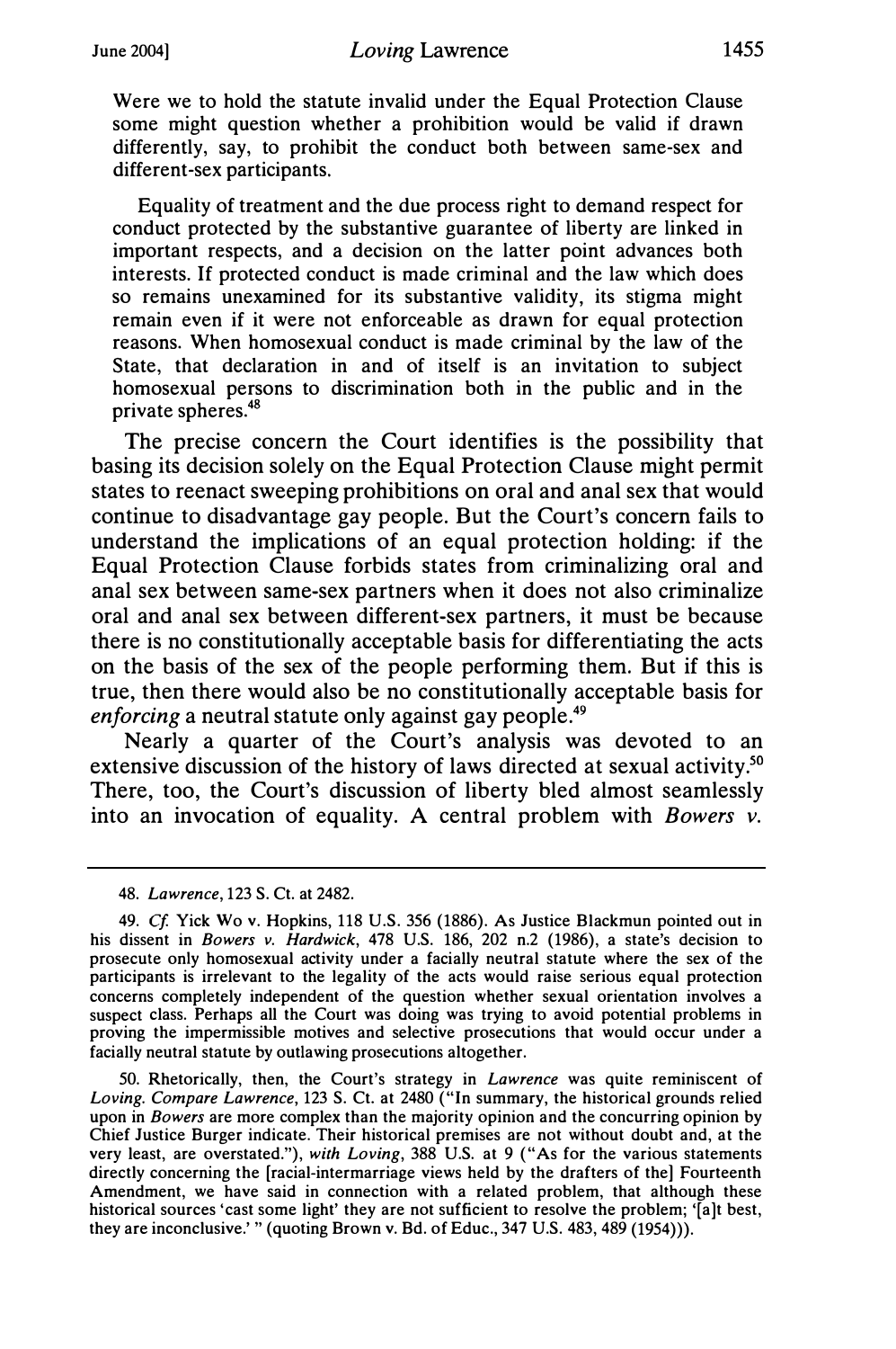Were we to hold the statute invalid under the Equal Protection Clause some might question whether a prohibition would be valid if drawn differently, say, to prohibit the conduct both between same-sex and different-sex participants.

> Equality of treatment and the due process right to demand respect for conduct protected by the substantive guarantee of liberty are linked in important respects, and a decision on the latter point advances both interests. If protected conduct is made criminal and the law which does so remains unexamined for its substantive validity, its stigma might remain even if it were not enforceable as drawn for equal protection reasons. When homosexual conduct is made criminal by the law of the State, that declaration in and of itself is an invitation to subject homosexual persons to discrimination both in the public and in the private spheres.[48]

The precise concern the Court identifies is the possibility that basing its decision solely on the Equal Protection Clause might permit states to reenact sweeping prohibitions on oral and anal sex that would continue to disadvantage gay people. But the Court's concern fails to understand the implications of an equal protection holding: if the Equal Protection Clause forbids states from criminalizing oral and anal sex between same-sex partners when it does not also criminalize oral and anal sex between different-sex partners, it must be because there is no constitutionally acceptable basis for differentiating the acts on the basis of the sex of the people performing them. But if this is true, then there would also be no constitutionally acceptable basis for *enforcing* a neutral statute only against gay people.[49]

Nearly a quarter of the Court's analysis was devoted to an extensive discussion of the history of laws directed at sexual activity.[50] There, too, the Court's discussion of liberty bled almost seamlessly into an invocation of equality. A central problem with *Bowers v.*

---

48. *Lawrence*, 123 S. Ct. at 2482.

49. *Cf.* Yick Wo v. Hopkins, 118 U.S. 356 (1886). As Justice Blackmun pointed out in his dissent in *Bowers v. Hardwick*, 478 U.S. 186, 202 n.2 (1986), a state's decision to prosecute only homosexual activity under a facially neutral statute where the sex of the participants is irrelevant to the legality of the acts would raise serious equal protection concerns completely independent of the question whether sexual orientation involves a suspect class. Perhaps all the Court was doing was trying to avoid potential problems in proving the impermissible motives and selective prosecutions that would occur under a facially neutral statute by outlawing prosecutions altogether.

50. Rhetorically, then, the Court's strategy in *Lawrence* was quite reminiscent of *Loving*. *Compare Lawrence*, 123 S. Ct. at 2480 ("In summary, the historical grounds relied upon in *Bowers* are more complex than the majority opinion and the concurring opinion by Chief Justice Burger indicate. Their historical premises are not without doubt and, at the very least, are overstated."), *with Loving*, 388 U.S. at 9 ("As for the various statements directly concerning the [racial-intermarriage views held by the drafters of the] Fourteenth Amendment, we have said in connection with a related problem, that although these historical sources 'cast some light' they are not sufficient to resolve the problem; '[a]t best, they are inconclusive.' " (quoting Brown v. Bd. of Educ., 347 U.S. 483, 489 (1954))).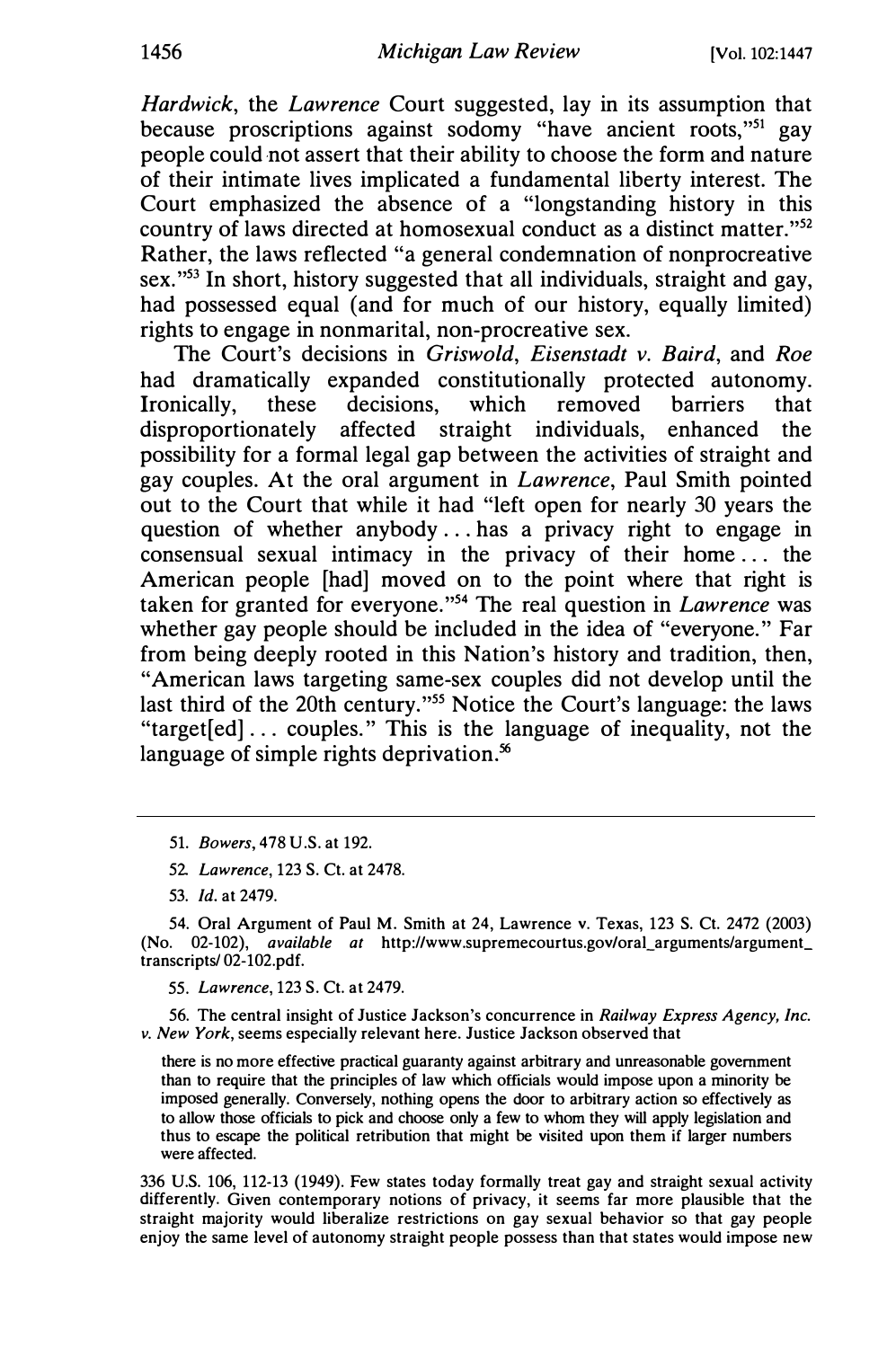*Hardwick*, the *Lawrence* Court suggested, lay in its assumption that because proscriptions against sodomy "have ancient roots,"[51] gay people could not assert that their ability to choose the form and nature of their intimate lives implicated a fundamental liberty interest. The Court emphasized the absence of a "longstanding history in this country of laws directed at homosexual conduct as a distinct matter."[52] Rather, the laws reflected "a general condemnation of nonprocreative sex."[53] In short, history suggested that all individuals, straight and gay, had possessed equal (and for much of our history, equally limited) rights to engage in nonmarital, non-procreative sex.

The Court's decisions in *Griswold*, *Eisenstadt v. Baird*, and *Roe* had dramatically expanded constitutionally protected autonomy. Ironically, these decisions, which removed barriers that disproportionately affected straight individuals, enhanced the possibility for a formal legal gap between the activities of straight and gay couples. At the oral argument in *Lawrence*, Paul Smith pointed out to the Court that while it had "left open for nearly 30 years the question of whether anybody . . . has a privacy right to engage in consensual sexual intimacy in the privacy of their home . . . the American people [had] moved on to the point where that right is taken for granted for everyone."[54] The real question in *Lawrence* was whether gay people should be included in the idea of "everyone." Far from being deeply rooted in this Nation's history and tradition, then, "American laws targeting same-sex couples did not develop until the last third of the 20th century."[55] Notice the Court's language: the laws "target[ed] . . . couples." This is the language of inequality, not the language of simple rights deprivation.[56]

---

51. *Bowers*, 478 U.S. at 192.

52. *Lawrence*, 123 S. Ct. at 2478.

53. *Id.* at 2479.

54. Oral Argument of Paul M. Smith at 24, Lawrence v. Texas, 123 S. Ct. 2472 (2003) (No. 02-102), *available at* http://www.supremecourtus.gov/oral_arguments/argument_transcripts/ 02-102.pdf.

55. *Lawrence*, 123 S. Ct. at 2479.

56. The central insight of Justice Jackson's concurrence in *Railway Express Agency, Inc. v. New York*, seems especially relevant here. Justice Jackson observed that

> there is no more effective practical guaranty against arbitrary and unreasonable government than to require that the principles of law which officials would impose upon a minority be imposed generally. Conversely, nothing opens the door to arbitrary action so effectively as to allow those officials to pick and choose only a few to whom they will apply legislation and thus to escape the political retribution that might be visited upon them if larger numbers were affected.

336 U.S. 106, 112-13 (1949). Few states today formally treat gay and straight sexual activity differently. Given contemporary notions of privacy, it seems far more plausible that the straight majority would liberalize restrictions on gay sexual behavior so that gay people enjoy the same level of autonomy straight people possess than that states would impose new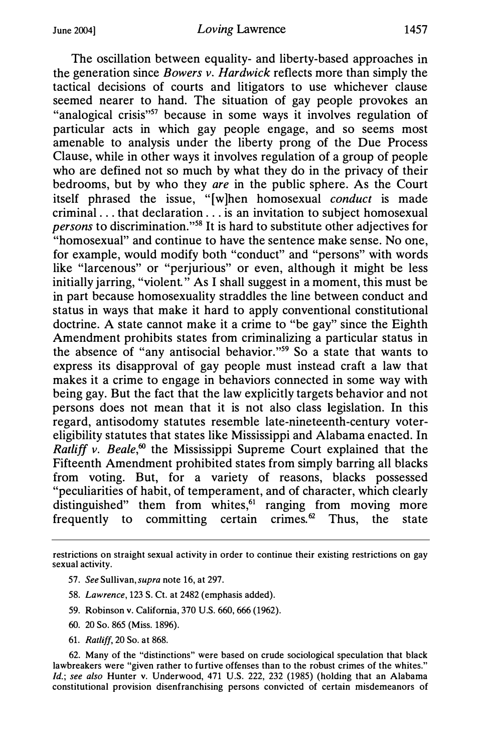The oscillation between equality- and liberty-based approaches in the generation since *Bowers v. Hardwick* reflects more than simply the tactical decisions of courts and litigators to use whichever clause seemed nearer to hand. The situation of gay people provokes an "analogical crisis"[57] because in some ways it involves regulation of particular acts in which gay people engage, and so seems most amenable to analysis under the liberty prong of the Due Process Clause, while in other ways it involves regulation of a group of people who are defined not so much by what they do in the privacy of their bedrooms, but by who they *are* in the public sphere. As the Court itself phrased the issue, "[w]hen homosexual *conduct* is made criminal . . . that declaration . . . is an invitation to subject homosexual *persons* to discrimination."[58] It is hard to substitute other adjectives for "homosexual" and continue to have the sentence make sense. No one, for example, would modify both "conduct" and "persons" with words like "larcenous" or "perjurious" or even, although it might be less initially jarring, "violent." As I shall suggest in a moment, this must be in part because homosexuality straddles the line between conduct and status in ways that make it hard to apply conventional constitutional doctrine. A state cannot make it a crime to "be gay" since the Eighth Amendment prohibits states from criminalizing a particular status in the absence of "any antisocial behavior."[59] So a state that wants to express its disapproval of gay people must instead craft a law that makes it a crime to engage in behaviors connected in some way with being gay. But the fact that the law explicitly targets behavior and not persons does not mean that it is not also class legislation. In this regard, antisodomy statutes resemble late-nineteenth-century voter-eligibility statutes that states like Mississippi and Alabama enacted. In *Ratliff v. Beale*,[60] the Mississippi Supreme Court explained that the Fifteenth Amendment prohibited states from simply barring all blacks from voting. But, for a variety of reasons, blacks possessed "peculiarities of habit, of temperament, and of character, which clearly distinguished" them from whites,[61] ranging from moving more frequently to committing certain crimes.[62] Thus, the state

---

restrictions on straight sexual activity in order to continue their existing restrictions on gay sexual activity.

57. *See* Sullivan, *supra* note 16, at 297.

58. *Lawrence*, 123 S. Ct. at 2482 (emphasis added).

59. Robinson v. California, 370 U.S. 660, 666 (1962).

60. 20 So. 865 (Miss. 1896).

61. *Ratliff*, 20 So. at 868.

62. Many of the "distinctions" were based on crude sociological speculation that black lawbreakers were "given rather to furtive offenses than to the robust crimes of the whites." *Id.*; *see also* Hunter v. Underwood, 471 U.S. 222, 232 (1985) (holding that an Alabama constitutional provision disenfranchising persons convicted of certain misdemeanors of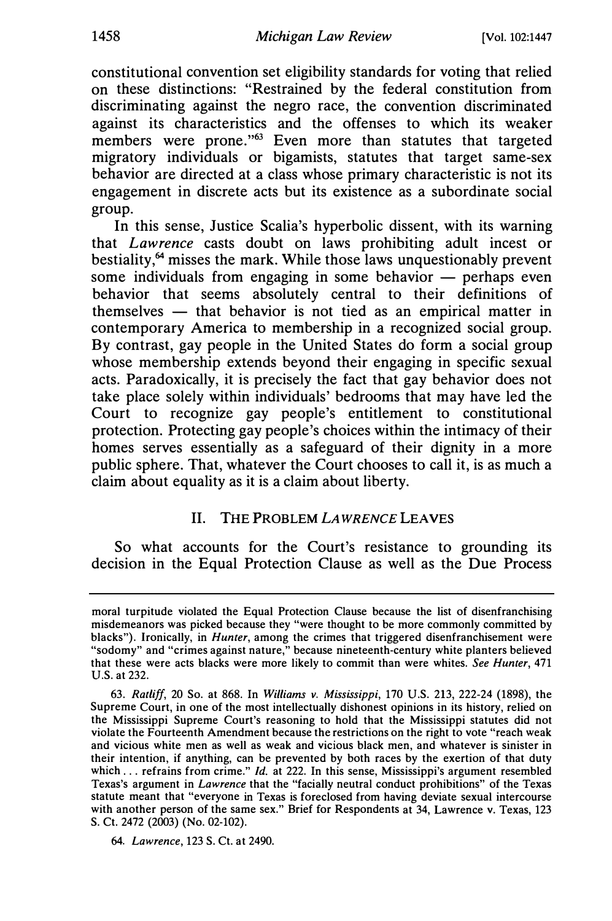constitutional convention set eligibility standards for voting that relied on these distinctions: "Restrained by the federal constitution from discriminating against the negro race, the convention discriminated against its characteristics and the offenses to which its weaker members were prone."[63] Even more than statutes that targeted migratory individuals or bigamists, statutes that target same-sex behavior are directed at a class whose primary characteristic is not its engagement in discrete acts but its existence as a subordinate social group.

In this sense, Justice Scalia's hyperbolic dissent, with its warning that *Lawrence* casts doubt on laws prohibiting adult incest or bestiality,[64] misses the mark. While those laws unquestionably prevent some individuals from engaging in some behavior — perhaps even behavior that seems absolutely central to their definitions of themselves — that behavior is not tied as an empirical matter in contemporary America to membership in a recognized social group. By contrast, gay people in the United States do form a social group whose membership extends beyond their engaging in specific sexual acts. Paradoxically, it is precisely the fact that gay behavior does not take place solely within individuals' bedrooms that may have led the Court to recognize gay people's entitlement to constitutional protection. Protecting gay people's choices within the intimacy of their homes serves essentially as a safeguard of their dignity in a more public sphere. That, whatever the Court chooses to call it, is as much a claim about equality as it is a claim about liberty.

## II. THE PROBLEM *LAWRENCE* LEAVES

So what accounts for the Court's resistance to grounding its decision in the Equal Protection Clause as well as the Due Process

---

moral turpitude violated the Equal Protection Clause because the list of disenfranchising misdemeanors was picked because they "were thought to be more commonly committed by blacks"). Ironically, in *Hunter*, among the crimes that triggered disenfranchisement were "sodomy" and "crimes against nature," because nineteenth-century white planters believed that these were acts blacks were more likely to commit than were whites. *See Hunter*, 471 U.S. at 232.

63. *Ratliff*, 20 So. at 868. In *Williams v. Mississippi*, 170 U.S. 213, 222-24 (1898), the Supreme Court, in one of the most intellectually dishonest opinions in its history, relied on the Mississippi Supreme Court's reasoning to hold that the Mississippi statutes did not violate the Fourteenth Amendment because the restrictions on the right to vote "reach weak and vicious white men as well as weak and vicious black men, and whatever is sinister in their intention, if anything, can be prevented by both races by the exertion of that duty which . . . refrains from crime." *Id.* at 222. In this sense, Mississippi's argument resembled Texas's argument in *Lawrence* that the "facially neutral conduct prohibitions" of the Texas statute meant that "everyone in Texas is foreclosed from having deviate sexual intercourse with another person of the same sex." Brief for Respondents at 34, Lawrence v. Texas, 123 S. Ct. 2472 (2003) (No. 02-102).

64. *Lawrence*, 123 S. Ct. at 2490.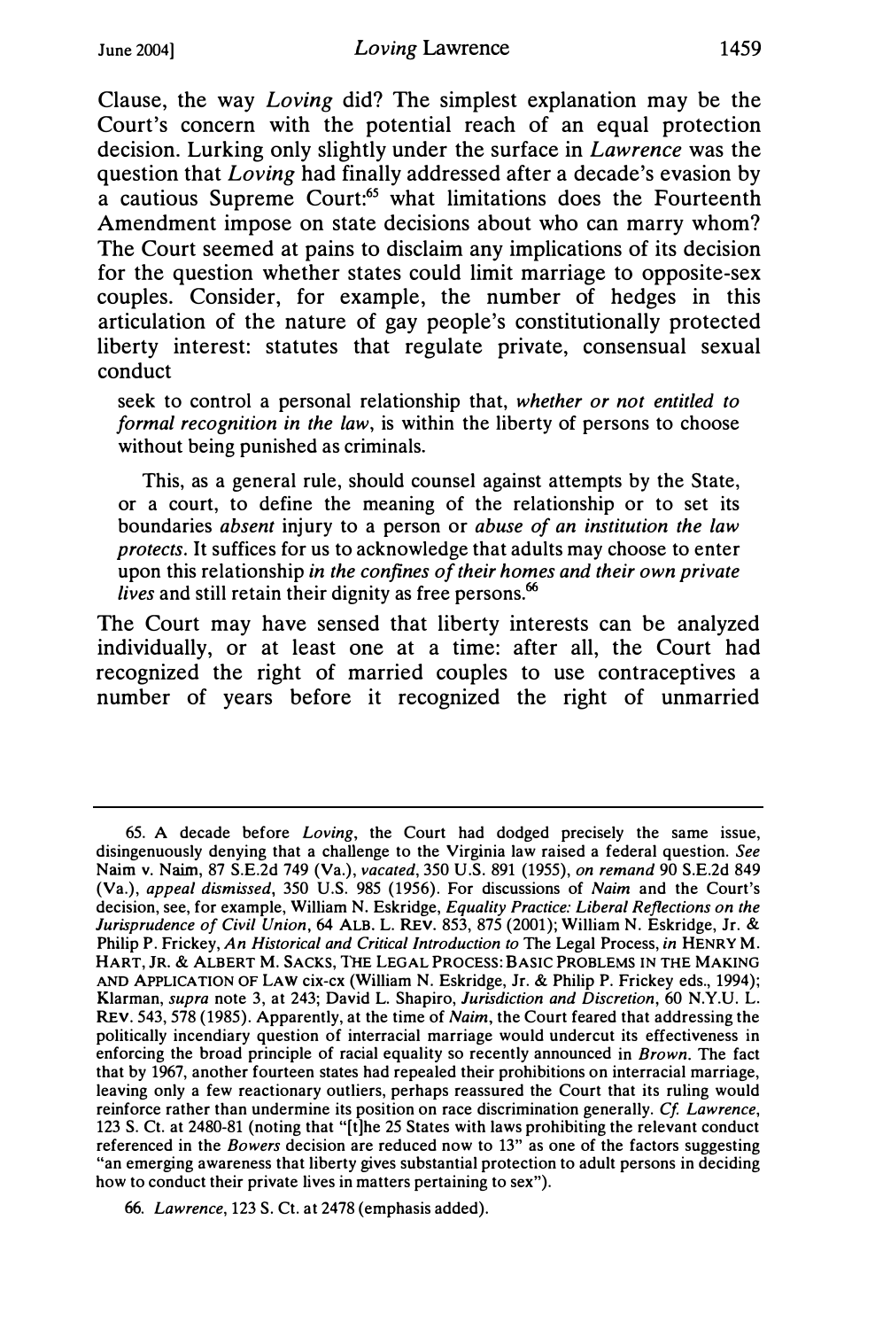Clause, the way *Loving* did? The simplest explanation may be the Court's concern with the potential reach of an equal protection decision. Lurking only slightly under the surface in *Lawrence* was the question that *Loving* had finally addressed after a decade's evasion by a cautious Supreme Court:[65] what limitations does the Fourteenth Amendment impose on state decisions about who can marry whom? The Court seemed at pains to disclaim any implications of its decision for the question whether states could limit marriage to opposite-sex couples. Consider, for example, the number of hedges in this articulation of the nature of gay people's constitutionally protected liberty interest: statutes that regulate private, consensual sexual conduct

> seek to control a personal relationship that, *whether or not entitled to formal recognition in the law*, is within the liberty of persons to choose without being punished as criminals.
>
> This, as a general rule, should counsel against attempts by the State, or a court, to define the meaning of the relationship or to set its boundaries *absent* injury to a person or *abuse of an institution the law protects*. It suffices for us to acknowledge that adults may choose to enter upon this relationship *in the confines of their homes and their own private lives* and still retain their dignity as free persons.[66]

The Court may have sensed that liberty interests can be analyzed individually, or at least one at a time: after all, the Court had recognized the right of married couples to use contraceptives a number of years before it recognized the right of unmarried

---

65. A decade before *Loving*, the Court had dodged precisely the same issue, disingenuously denying that a challenge to the Virginia law raised a federal question. *See* Naim v. Naim, 87 S.E.2d 749 (Va.), *vacated*, 350 U.S. 891 (1955), *on remand* 90 S.E.2d 849 (Va.), *appeal dismissed*, 350 U.S. 985 (1956). For discussions of *Naim* and the Court's decision, see, for example, William N. Eskridge, *Equality Practice: Liberal Reflections on the Jurisprudence of Civil Union*, 64 ALB. L. REV. 853, 875 (2001); William N. Eskridge, Jr. & Philip P. Frickey, *An Historical and Critical Introduction to* The Legal Process, *in* HENRY M. HART, JR. & ALBERT M. SACKS, THE LEGAL PROCESS: BASIC PROBLEMS IN THE MAKING AND APPLICATION OF LAW cix-cx (William N. Eskridge, Jr. & Philip P. Frickey eds., 1994); Klarman, *supra* note 3, at 243; David L. Shapiro, *Jurisdiction and Discretion*, 60 N.Y.U. L. REV. 543, 578 (1985). Apparently, at the time of *Naim*, the Court feared that addressing the politically incendiary question of interracial marriage would undercut its effectiveness in enforcing the broad principle of racial equality so recently announced in *Brown*. The fact that by 1967, another fourteen states had repealed their prohibitions on interracial marriage, leaving only a few reactionary outliers, perhaps reassured the Court that its ruling would reinforce rather than undermine its position on race discrimination generally. *Cf. Lawrence*, 123 S. Ct. at 2480-81 (noting that "[t]he 25 States with laws prohibiting the relevant conduct referenced in the *Bowers* decision are reduced now to 13" as one of the factors suggesting "an emerging awareness that liberty gives substantial protection to adult persons in deciding how to conduct their private lives in matters pertaining to sex").

66. *Lawrence*, 123 S. Ct. at 2478 (emphasis added).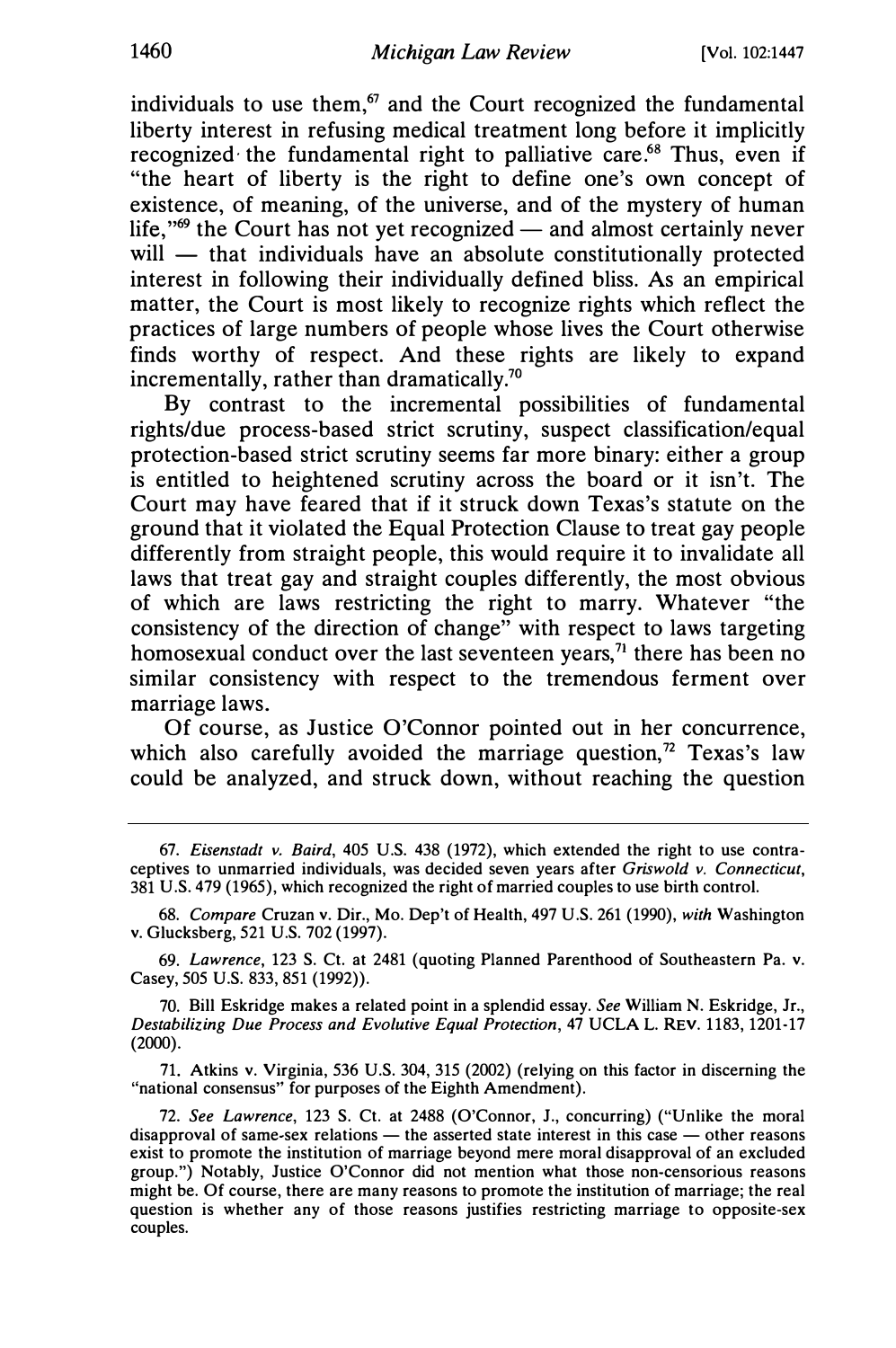individuals to use them,[67] and the Court recognized the fundamental liberty interest in refusing medical treatment long before it implicitly recognized the fundamental right to palliative care.[68] Thus, even if "the heart of liberty is the right to define one's own concept of existence, of meaning, of the universe, and of the mystery of human life,"[69] the Court has not yet recognized — and almost certainly never will — that individuals have an absolute constitutionally protected interest in following their individually defined bliss. As an empirical matter, the Court is most likely to recognize rights which reflect the practices of large numbers of people whose lives the Court otherwise finds worthy of respect. And these rights are likely to expand incrementally, rather than dramatically.[70]

By contrast to the incremental possibilities of fundamental rights/due process-based strict scrutiny, suspect classification/equal protection-based strict scrutiny seems far more binary: either a group is entitled to heightened scrutiny across the board or it isn't. The Court may have feared that if it struck down Texas's statute on the ground that it violated the Equal Protection Clause to treat gay people differently from straight people, this would require it to invalidate all laws that treat gay and straight couples differently, the most obvious of which are laws restricting the right to marry. Whatever "the consistency of the direction of change" with respect to laws targeting homosexual conduct over the last seventeen years,[71] there has been no similar consistency with respect to the tremendous ferment over marriage laws.

Of course, as Justice O'Connor pointed out in her concurrence, which also carefully avoided the marriage question,[72] Texas's law could be analyzed, and struck down, without reaching the question

---

67. *Eisenstadt v. Baird*, 405 U.S. 438 (1972), which extended the right to use contraceptives to unmarried individuals, was decided seven years after *Griswold v. Connecticut*, 381 U.S. 479 (1965), which recognized the right of married couples to use birth control.

68. *Compare* Cruzan v. Dir., Mo. Dep't of Health, 497 U.S. 261 (1990), *with* Washington v. Glucksberg, 521 U.S. 702 (1997).

69. *Lawrence*, 123 S. Ct. at 2481 (quoting Planned Parenthood of Southeastern Pa. v. Casey, 505 U.S. 833, 851 (1992)).

70. Bill Eskridge makes a related point in a splendid essay. *See* William N. Eskridge, Jr., *Destabilizing Due Process and Evolutive Equal Protection*, 47 UCLA L. REV. 1183, 1201-17 (2000).

71. Atkins v. Virginia, 536 U.S. 304, 315 (2002) (relying on this factor in discerning the "national consensus" for purposes of the Eighth Amendment).

72. *See Lawrence*, 123 S. Ct. at 2488 (O'Connor, J., concurring) ("Unlike the moral disapproval of same-sex relations — the asserted state interest in this case — other reasons exist to promote the institution of marriage beyond mere moral disapproval of an excluded group.") Notably, Justice O'Connor did not mention what those non-censorious reasons might be. Of course, there are many reasons to promote the institution of marriage; the real question is whether any of those reasons justifies restricting marriage to opposite-sex couples.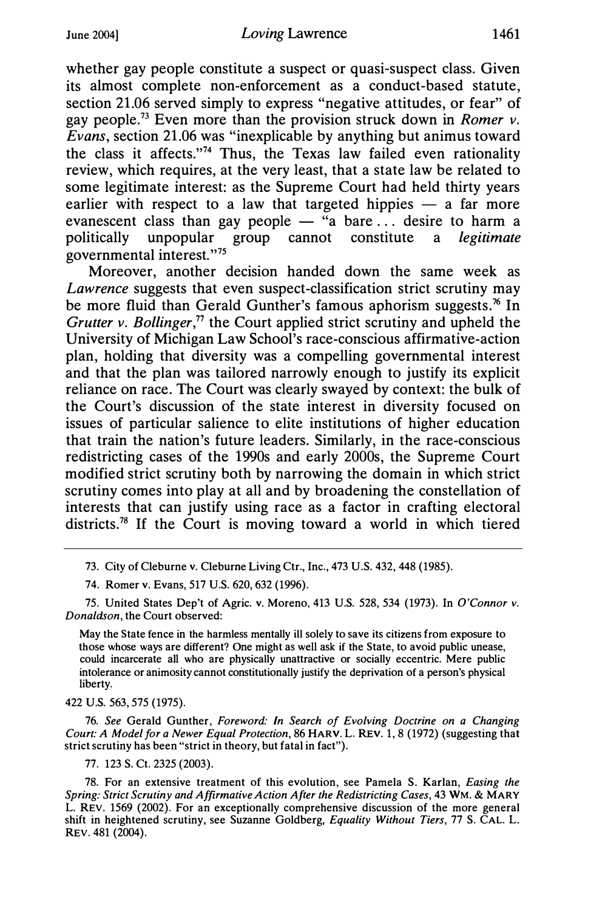whether gay people constitute a suspect or quasi-suspect class. Given its almost complete non-enforcement as a conduct-based statute, section 21.06 served simply to express "negative attitudes, or fear" of gay people.[73] Even more than the provision struck down in *Romer v. Evans*, section 21.06 was "inexplicable by anything but animus toward the class it affects."[74] Thus, the Texas law failed even rationality review, which requires, at the very least, that a state law be related to some legitimate interest: as the Supreme Court had held thirty years earlier with respect to a law that targeted hippies — a far more evanescent class than gay people — "a bare ... desire to harm a politically unpopular group cannot constitute a *legitimate* governmental interest."[75]

Moreover, another decision handed down the same week as *Lawrence* suggests that even suspect-classification strict scrutiny may be more fluid than Gerald Gunther's famous aphorism suggests.[76] In *Grutter v. Bollinger*,[77] the Court applied strict scrutiny and upheld the University of Michigan Law School's race-conscious affirmative-action plan, holding that diversity was a compelling governmental interest and that the plan was tailored narrowly enough to justify its explicit reliance on race. The Court was clearly swayed by context: the bulk of the Court's discussion of the state interest in diversity focused on issues of particular salience to elite institutions of higher education that train the nation's future leaders. Similarly, in the race-conscious redistricting cases of the 1990s and early 2000s, the Supreme Court modified strict scrutiny both by narrowing the domain in which strict scrutiny comes into play at all and by broadening the constellation of interests that can justify using race as a factor in crafting electoral districts.[78] If the Court is moving toward a world in which tiered

---

73. City of Cleburne v. Cleburne Living Ctr., Inc., 473 U.S. 432, 448 (1985).

74. Romer v. Evans, 517 U.S. 620, 632 (1996).

75. United States Dep't of Agric. v. Moreno, 413 U.S. 528, 534 (1973). In *O'Connor v. Donaldson*, the Court observed:

> May the State fence in the harmless mentally ill solely to save its citizens from exposure to those whose ways are different? One might as well ask if the State, to avoid public unease, could incarcerate all who are physically unattractive or socially eccentric. Mere public intolerance or animosity cannot constitutionally justify the deprivation of a person's physical liberty.

422 U.S. 563, 575 (1975).

76. *See* Gerald Gunther, *Foreword: In Search of Evolving Doctrine on a Changing Court: A Model for a Newer Equal Protection*, 86 HARV. L. REV. 1, 8 (1972) (suggesting that strict scrutiny has been "strict in theory, but fatal in fact").

77. 123 S. Ct. 2325 (2003).

78. For an extensive treatment of this evolution, see Pamela S. Karlan, *Easing the Spring: Strict Scrutiny and Affirmative Action After the Redistricting Cases*, 43 WM. & MARY L. REV. 1569 (2002). For an exceptionally comprehensive discussion of the more general shift in heightened scrutiny, see Suzanne Goldberg, *Equality Without Tiers*, 77 S. CAL. L. REV. 481 (2004).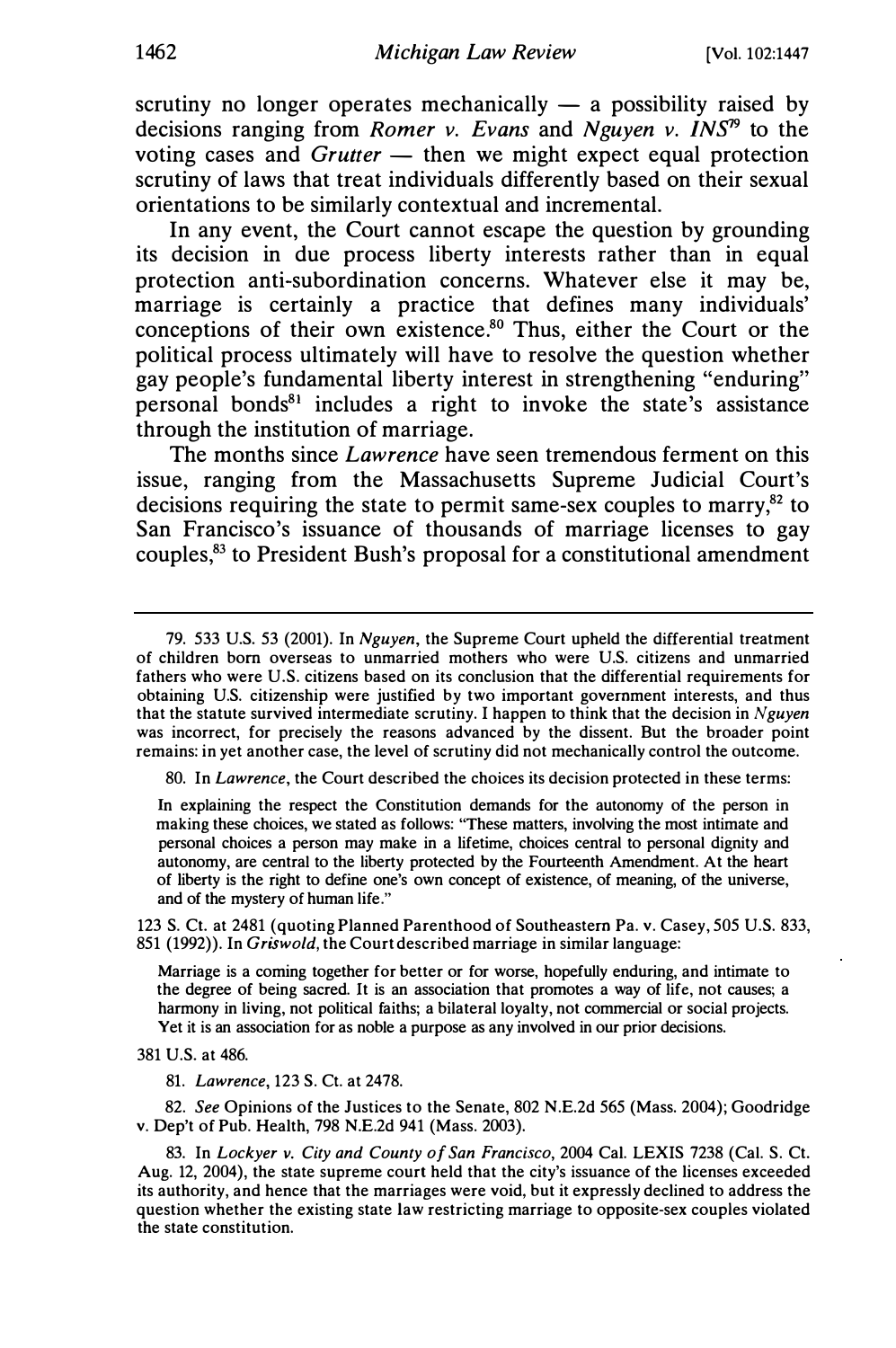scrutiny no longer operates mechanically — a possibility raised by decisions ranging from *Romer v. Evans* and *Nguyen v. INS*[79] to the voting cases and *Grutter* — then we might expect equal protection scrutiny of laws that treat individuals differently based on their sexual orientations to be similarly contextual and incremental.

In any event, the Court cannot escape the question by grounding its decision in due process liberty interests rather than in equal protection anti-subordination concerns. Whatever else it may be, marriage is certainly a practice that defines many individuals' conceptions of their own existence.[80] Thus, either the Court or the political process ultimately will have to resolve the question whether gay people's fundamental liberty interest in strengthening "enduring" personal bonds[81] includes a right to invoke the state's assistance through the institution of marriage.

The months since *Lawrence* have seen tremendous ferment on this issue, ranging from the Massachusetts Supreme Judicial Court's decisions requiring the state to permit same-sex couples to marry,[82] to San Francisco's issuance of thousands of marriage licenses to gay couples,[83] to President Bush's proposal for a constitutional amendment

---

79. 533 U.S. 53 (2001). In *Nguyen*, the Supreme Court upheld the differential treatment of children born overseas to unmarried mothers who were U.S. citizens and unmarried fathers who were U.S. citizens based on its conclusion that the differential requirements for obtaining U.S. citizenship were justified by two important government interests, and thus that the statute survived intermediate scrutiny. I happen to think that the decision in *Nguyen* was incorrect, for precisely the reasons advanced by the dissent. But the broader point remains: in yet another case, the level of scrutiny did not mechanically control the outcome.

80. In *Lawrence*, the Court described the choices its decision protected in these terms:

> In explaining the respect the Constitution demands for the autonomy of the person in making these choices, we stated as follows: "These matters, involving the most intimate and personal choices a person may make in a lifetime, choices central to personal dignity and autonomy, are central to the liberty protected by the Fourteenth Amendment. At the heart of liberty is the right to define one's own concept of existence, of meaning, of the universe, and of the mystery of human life."

123 S. Ct. at 2481 (quoting Planned Parenthood of Southeastern Pa. v. Casey, 505 U.S. 833, 851 (1992)). In *Griswold*, the Court described marriage in similar language:

> Marriage is a coming together for better or for worse, hopefully enduring, and intimate to the degree of being sacred. It is an association that promotes a way of life, not causes; a harmony in living, not political faiths; a bilateral loyalty, not commercial or social projects. Yet it is an association for as noble a purpose as any involved in our prior decisions.

381 U.S. at 486.

81. *Lawrence*, 123 S. Ct. at 2478.

82. *See* Opinions of the Justices to the Senate, 802 N.E.2d 565 (Mass. 2004); Goodridge v. Dep't of Pub. Health, 798 N.E.2d 941 (Mass. 2003).

83. In *Lockyer v. City and County of San Francisco*, 2004 Cal. LEXIS 7238 (Cal. S. Ct. Aug. 12, 2004), the state supreme court held that the city's issuance of the licenses exceeded its authority, and hence that the marriages were void, but it expressly declined to address the question whether the existing state law restricting marriage to opposite-sex couples violated the state constitution.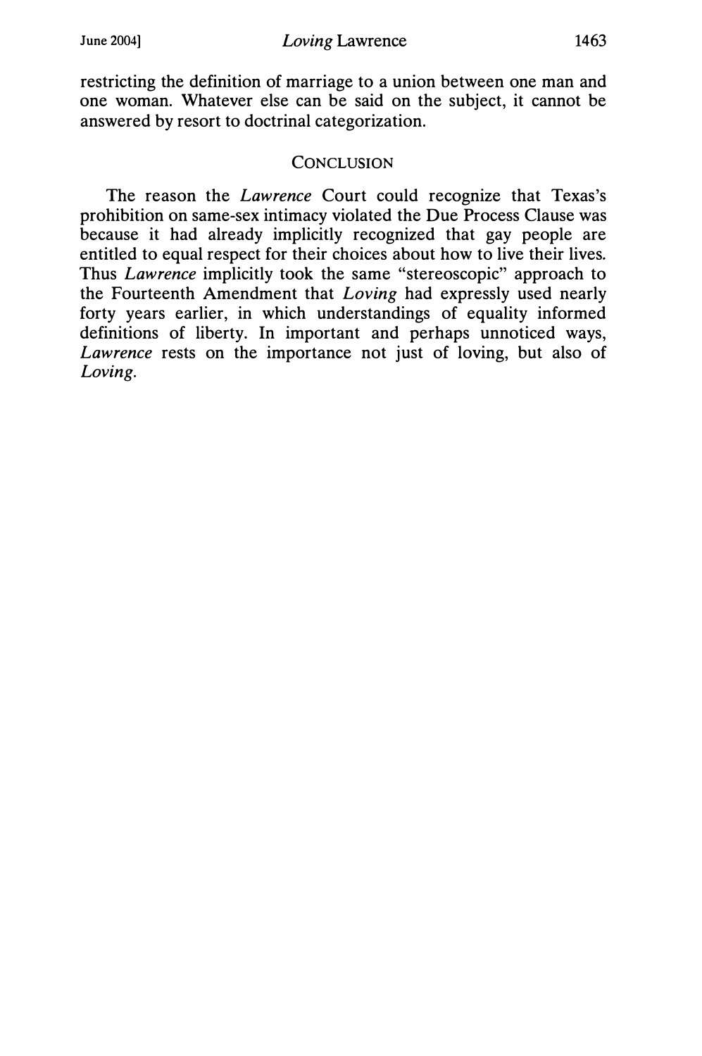restricting the definition of marriage to a union between one man and one woman. Whatever else can be said on the subject, it cannot be answered by resort to doctrinal categorization.

## CONCLUSION

The reason the *Lawrence* Court could recognize that Texas's prohibition on same-sex intimacy violated the Due Process Clause was because it had already implicitly recognized that gay people are entitled to equal respect for their choices about how to live their lives. Thus *Lawrence* implicitly took the same "stereoscopic" approach to the Fourteenth Amendment that *Loving* had expressly used nearly forty years earlier, in which understandings of equality informed definitions of liberty. In important and perhaps unnoticed ways, *Lawrence* rests on the importance not just of loving, but also of *Loving*.